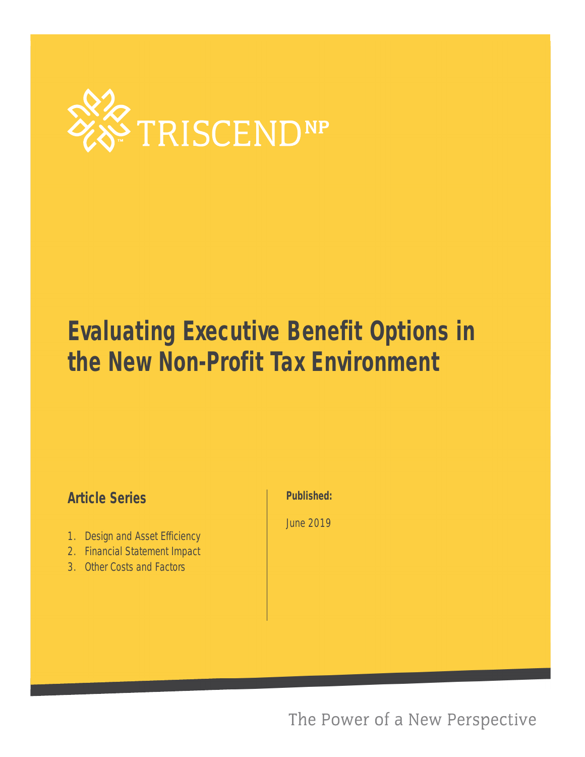TRISCEND[NP]

# Evaluating Executive Benefit Options in the New Non-Profit Tax Environment

## Article Series

1. Design and Asset Efficiency
2. Financial Statement Impact
3. Other Costs and Factors

**Published:**

June 2019

The Power of a New Perspective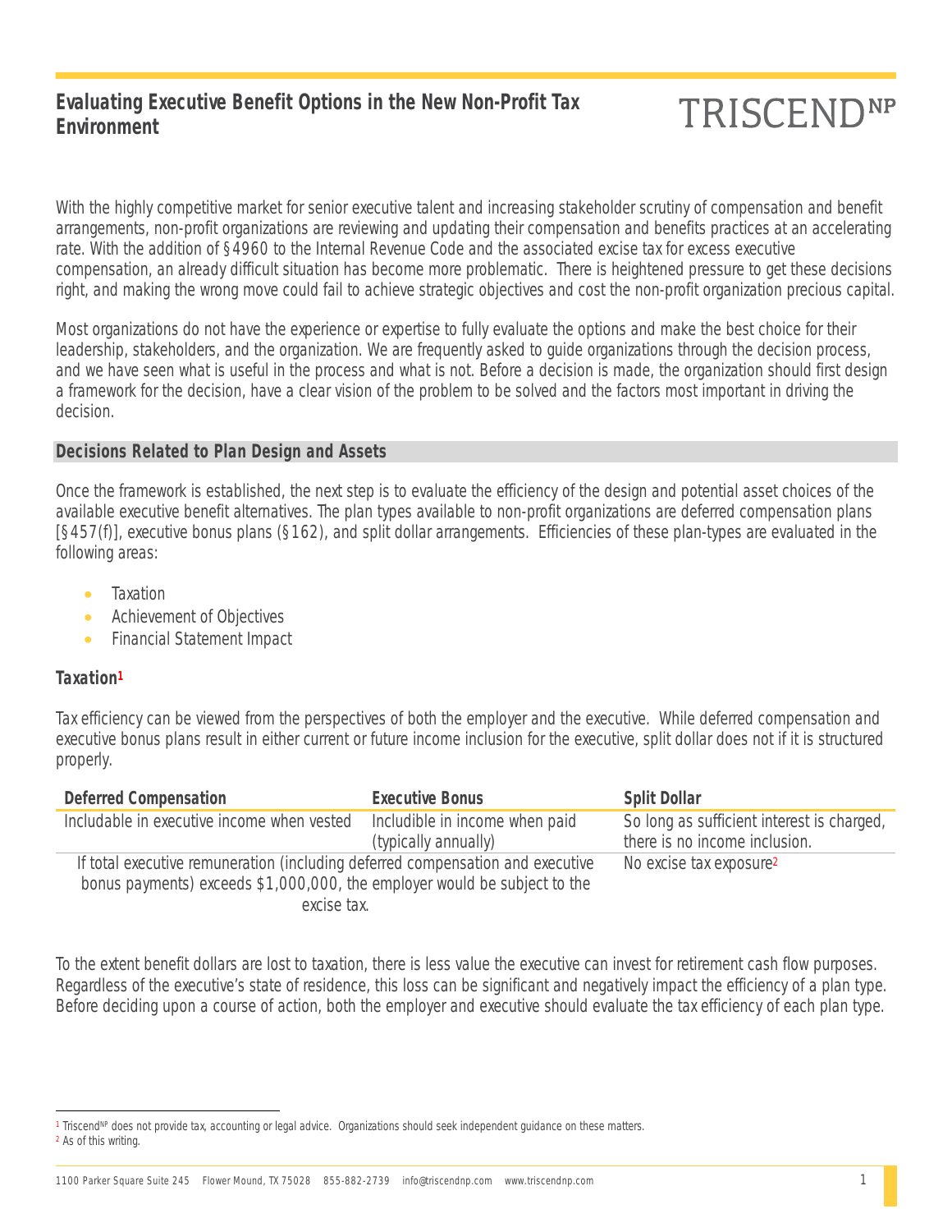# Evaluating Executive Benefit Options in the New Non-Profit Tax Environment

With the highly competitive market for senior executive talent and increasing stakeholder scrutiny of compensation and benefit arrangements, non-profit organizations are reviewing and updating their compensation and benefits practices at an accelerating rate. With the addition of §4960 to the Internal Revenue Code and the associated excise tax for excess executive compensation, an already difficult situation has become more problematic. There is heightened pressure to get these decisions right, and making the wrong move could fail to achieve strategic objectives and cost the non-profit organization precious capital.

Most organizations do not have the experience or expertise to fully evaluate the options and make the best choice for their leadership, stakeholders, and the organization. We are frequently asked to guide organizations through the decision process, and we have seen what is useful in the process and what is not. Before a decision is made, the organization should first design a framework for the decision, have a clear vision of the problem to be solved and the factors most important in driving the decision.

## Decisions Related to Plan Design and Assets

Once the framework is established, the next step is to evaluate the efficiency of the design and potential asset choices of the available executive benefit alternatives. The plan types available to non-profit organizations are deferred compensation plans [§457(f)], executive bonus plans (§162), and split dollar arrangements. Efficiencies of these plan-types are evaluated in the following areas:

- Taxation
- Achievement of Objectives
- Financial Statement Impact

### *Taxation*[1]

Tax efficiency can be viewed from the perspectives of both the employer and the executive. While deferred compensation and executive bonus plans result in either current or future income inclusion for the executive, split dollar does not if it is structured properly.

| Deferred Compensation | Executive Bonus | Split Dollar |
| --- | --- | --- |
| Includable in executive income when vested | Includible in income when paid (typically annually) | So long as sufficient interest is charged, there is no income inclusion. |
| If total executive remuneration (including deferred compensation and executive bonus payments) exceeds $1,000,000, the employer would be subject to the excise tax. | | No excise tax exposure[2] |

To the extent benefit dollars are lost to taxation, there is less value the executive can invest for retirement cash flow purposes. Regardless of the executive's state of residence, this loss can be significant and negatively impact the efficiency of a plan type. Before deciding upon a course of action, both the employer and executive should evaluate the tax efficiency of each plan type.

---

[1] Triscend^NP does not provide tax, accounting or legal advice. Organizations should seek independent guidance on these matters.
[2] As of this writing.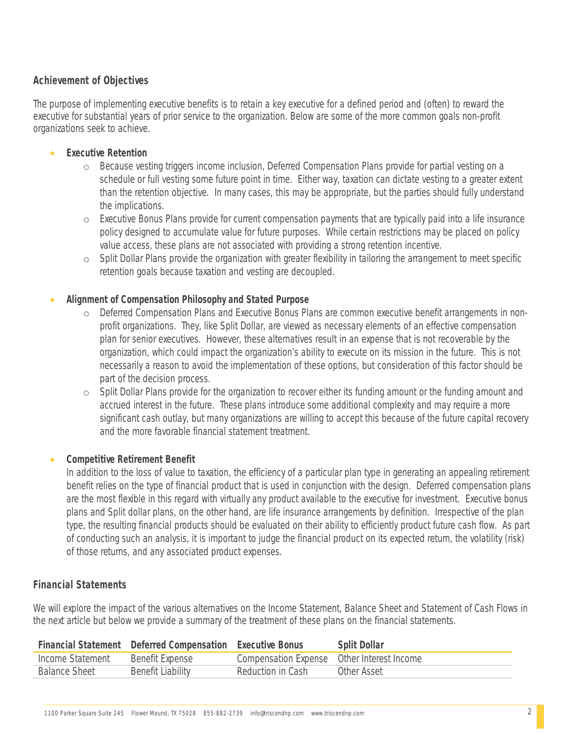## Achievement of Objectives

The purpose of implementing executive benefits is to retain a key executive for a defined period and (often) to reward the executive for substantial years of prior service to the organization. Below are some of the more common goals non-profit organizations seek to achieve.

- **Executive Retention**
  - Because vesting triggers income inclusion, Deferred Compensation Plans provide for partial vesting on a schedule or full vesting some future point in time. Either way, taxation can dictate vesting to a greater extent than the retention objective. In many cases, this may be appropriate, but the parties should fully understand the implications.
  - Executive Bonus Plans provide for current compensation payments that are typically paid into a life insurance policy designed to accumulate value for future purposes. While certain restrictions may be placed on policy value access, these plans are not associated with providing a strong retention incentive.
  - Split Dollar Plans provide the organization with greater flexibility in tailoring the arrangement to meet specific retention goals because taxation and vesting are decoupled.

- **Alignment of Compensation Philosophy and Stated Purpose**
  - Deferred Compensation Plans and Executive Bonus Plans are common executive benefit arrangements in non-profit organizations. They, like Split Dollar, are viewed as necessary elements of an effective compensation plan for senior executives. However, these alternatives result in an expense that is not recoverable by the organization, which could impact the organization's ability to execute on its mission in the future. This is not necessarily a reason to avoid the implementation of these options, but consideration of this factor should be part of the decision process.
  - Split Dollar Plans provide for the organization to recover either its funding amount or the funding amount and accrued interest in the future. These plans introduce some additional complexity and may require a more significant cash outlay, but many organizations are willing to accept this because of the future capital recovery and the more favorable financial statement treatment.

- **Competitive Retirement Benefit**

  In addition to the loss of value to taxation, the efficiency of a particular plan type in generating an appealing retirement benefit relies on the type of financial product that is used in conjunction with the design. Deferred compensation plans are the most flexible in this regard with virtually any product available to the executive for investment. Executive bonus plans and Split dollar plans, on the other hand, are life insurance arrangements by definition. Irrespective of the plan type, the resulting financial products should be evaluated on their ability to efficiently product future cash flow. As part of conducting such an analysis, it is important to judge the financial product on its expected return, the volatility (risk) of those returns, and any associated product expenses.

## Financial Statements

We will explore the impact of the various alternatives on the Income Statement, Balance Sheet and Statement of Cash Flows in the next article but below we provide a summary of the treatment of these plans on the financial statements.

| Financial Statement | Deferred Compensation | Executive Bonus | Split Dollar |
|---|---|---|---|
| Income Statement | Benefit Expense | Compensation Expense | Other Interest Income |
| Balance Sheet | Benefit Liability | Reduction in Cash | Other Asset |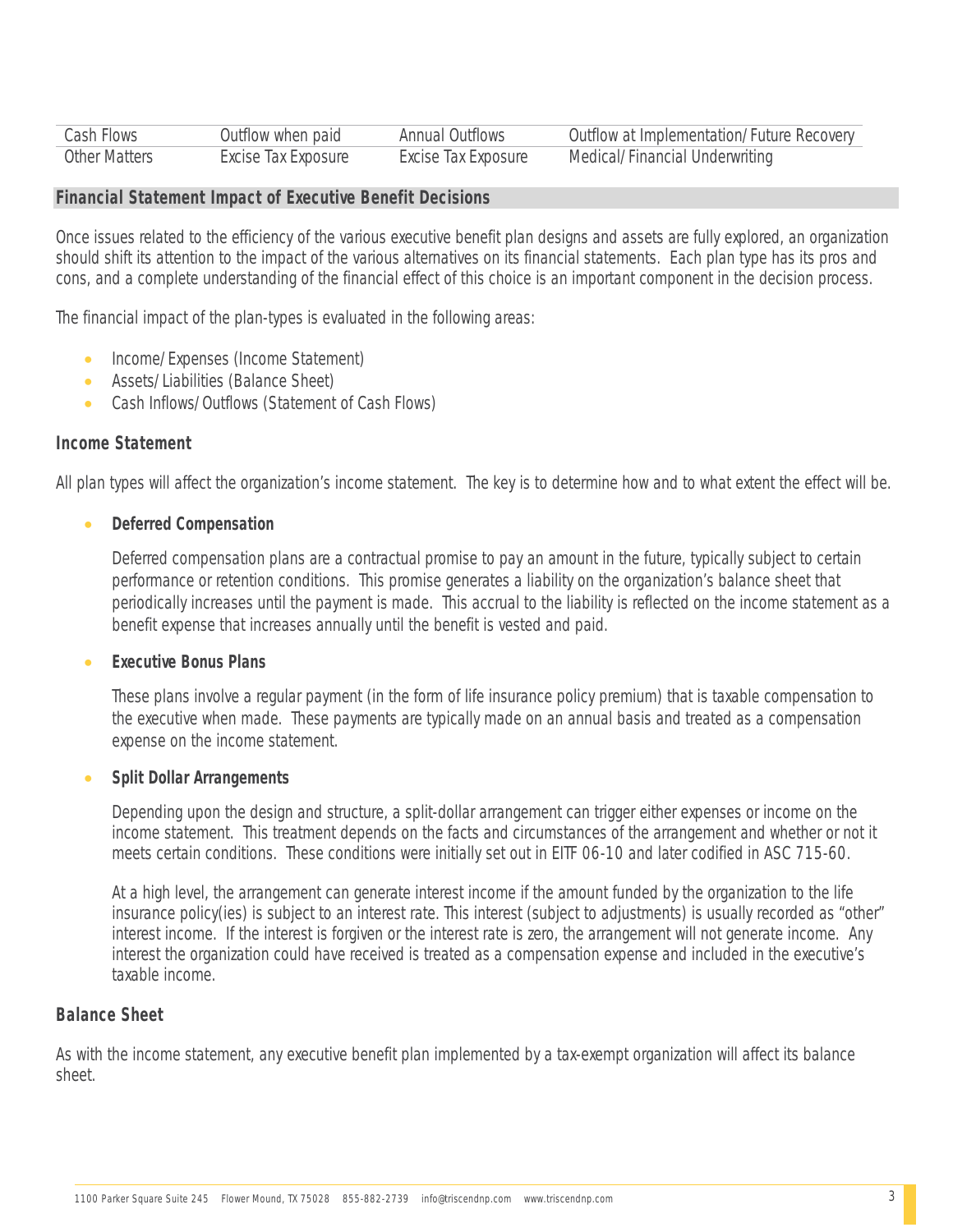| Cash Flows | Outflow when paid | Annual Outflows | Outflow at Implementation/Future Recovery |
| --- | --- | --- | --- |
| Other Matters | Excise Tax Exposure | Excise Tax Exposure | Medical/Financial Underwriting |

## Financial Statement Impact of Executive Benefit Decisions

Once issues related to the efficiency of the various executive benefit plan designs and assets are fully explored, an organization should shift its attention to the impact of the various alternatives on its financial statements. Each plan type has its pros and cons, and a complete understanding of the financial effect of this choice is an important component in the decision process.

The financial impact of the plan-types is evaluated in the following areas:

- Income/Expenses (Income Statement)
- Assets/Liabilities (Balance Sheet)
- Cash Inflows/Outflows (Statement of Cash Flows)

### Income Statement

All plan types will affect the organization's income statement. The key is to determine how and to what extent the effect will be.

- **Deferred Compensation**

  Deferred compensation plans are a contractual promise to pay an amount in the future, typically subject to certain performance or retention conditions. This promise generates a liability on the organization's balance sheet that periodically increases until the payment is made. This accrual to the liability is reflected on the income statement as a benefit expense that increases annually until the benefit is vested and paid.

- **Executive Bonus Plans**

  These plans involve a regular payment (in the form of life insurance policy premium) that is taxable compensation to the executive when made. These payments are typically made on an annual basis and treated as a compensation expense on the income statement.

- **Split Dollar Arrangements**

  Depending upon the design and structure, a split-dollar arrangement can trigger either expenses or income on the income statement. This treatment depends on the facts and circumstances of the arrangement and whether or not it meets certain conditions. These conditions were initially set out in EITF 06-10 and later codified in ASC 715-60.

  At a high level, the arrangement can generate interest income if the amount funded by the organization to the life insurance policy(ies) is subject to an interest rate. This interest (subject to adjustments) is usually recorded as "other" interest income. If the interest is forgiven or the interest rate is zero, the arrangement will not generate income. Any interest the organization could have received is treated as a compensation expense and included in the executive's taxable income.

### Balance Sheet

As with the income statement, any executive benefit plan implemented by a tax-exempt organization will affect its balance sheet.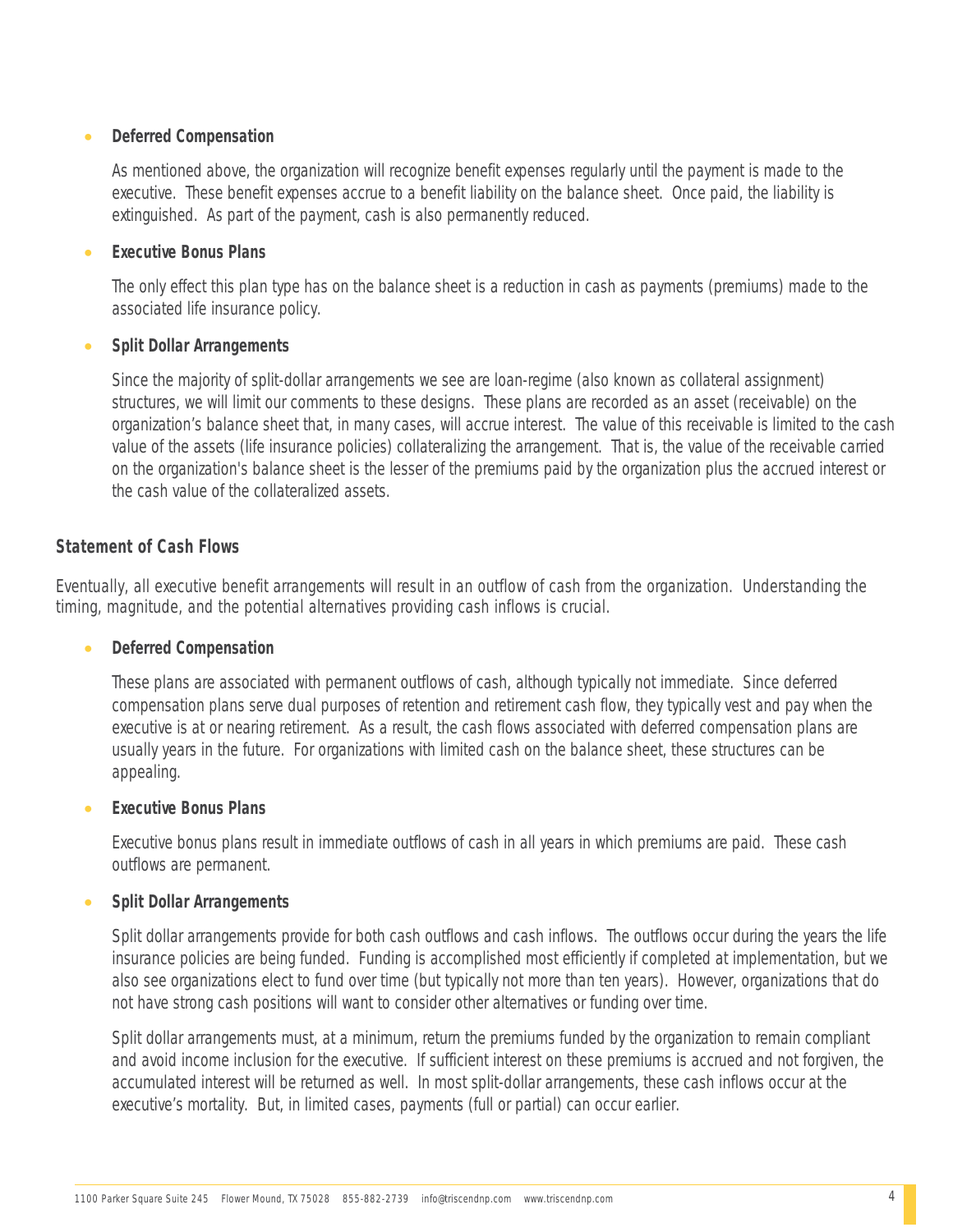- ***Deferred Compensation***

  As mentioned above, the organization will recognize benefit expenses regularly until the payment is made to the executive. These benefit expenses accrue to a benefit liability on the balance sheet. Once paid, the liability is extinguished. As part of the payment, cash is also permanently reduced.

- ***Executive Bonus Plans***

  The only effect this plan type has on the balance sheet is a reduction in cash as payments (premiums) made to the associated life insurance policy.

- ***Split Dollar Arrangements***

  Since the majority of split-dollar arrangements we see are loan-regime (also known as collateral assignment) structures, we will limit our comments to these designs. These plans are recorded as an asset (receivable) on the organization's balance sheet that, in many cases, will accrue interest. The value of this receivable is limited to the cash value of the assets (life insurance policies) collateralizing the arrangement. That is, the value of the receivable carried on the organization's balance sheet is the lesser of the premiums paid by the organization plus the accrued interest or the cash value of the collateralized assets.

### *Statement of Cash Flows*

Eventually, all executive benefit arrangements will result in an outflow of cash from the organization. Understanding the timing, magnitude, and the potential alternatives providing cash inflows is crucial.

- ***Deferred Compensation***

  These plans are associated with permanent outflows of cash, although typically not immediate. Since deferred compensation plans serve dual purposes of retention and retirement cash flow, they typically vest and pay when the executive is at or nearing retirement. As a result, the cash flows associated with deferred compensation plans are usually years in the future. For organizations with limited cash on the balance sheet, these structures can be appealing.

- ***Executive Bonus Plans***

  Executive bonus plans result in immediate outflows of cash in all years in which premiums are paid. These cash outflows are permanent.

- ***Split Dollar Arrangements***

  Split dollar arrangements provide for both cash outflows and cash inflows. The outflows occur during the years the life insurance policies are being funded. Funding is accomplished most efficiently if completed at implementation, but we also see organizations elect to fund over time (but typically not more than ten years). However, organizations that do not have strong cash positions will want to consider other alternatives or funding over time.

  Split dollar arrangements must, at a minimum, return the premiums funded by the organization to remain compliant and avoid income inclusion for the executive. If sufficient interest on these premiums is accrued and not forgiven, the accumulated interest will be returned as well. In most split-dollar arrangements, these cash inflows occur at the executive's mortality. But, in limited cases, payments (full or partial) can occur earlier.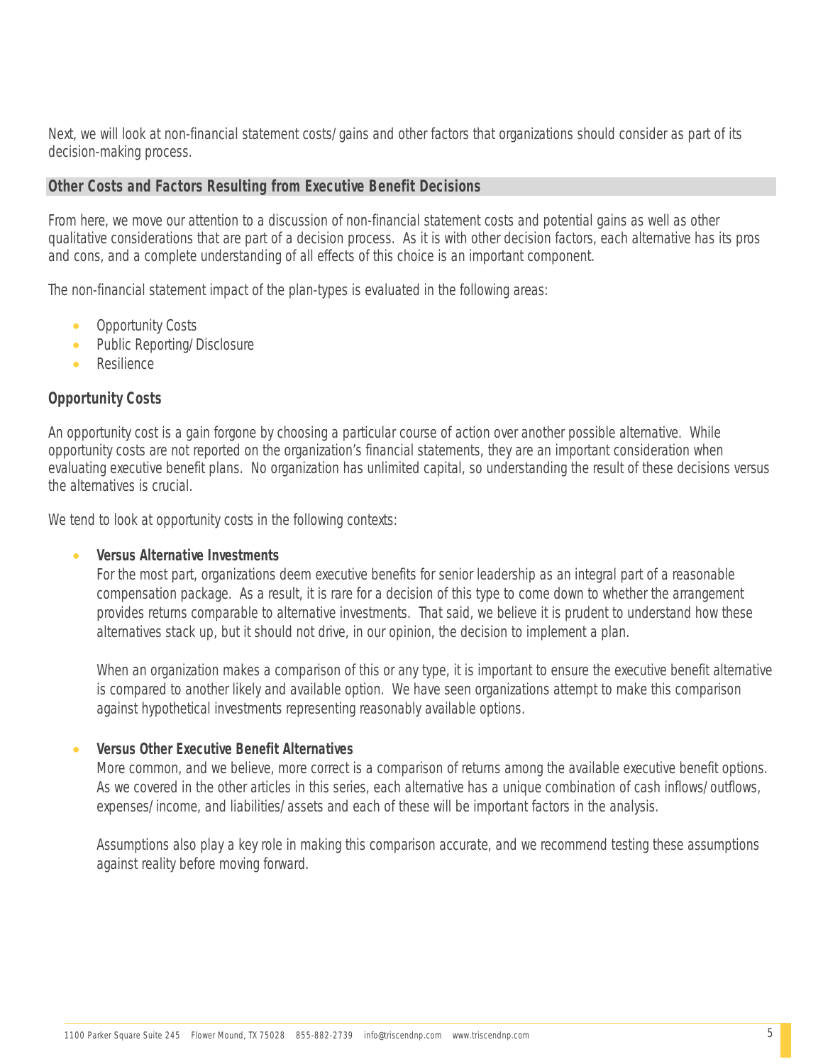Next, we will look at non-financial statement costs/gains and other factors that organizations should consider as part of its decision-making process.

## Other Costs and Factors Resulting from Executive Benefit Decisions

From here, we move our attention to a discussion of non-financial statement costs and potential gains as well as other qualitative considerations that are part of a decision process. As it is with other decision factors, each alternative has its pros and cons, and a complete understanding of all effects of this choice is an important component.

The non-financial statement impact of the plan-types is evaluated in the following areas:

- Opportunity Costs
- Public Reporting/Disclosure
- Resilience

### Opportunity Costs

An opportunity cost is a gain forgone by choosing a particular course of action over another possible alternative. While opportunity costs are not reported on the organization's financial statements, they are an important consideration when evaluating executive benefit plans. No organization has unlimited capital, so understanding the result of these decisions versus the alternatives is crucial.

We tend to look at opportunity costs in the following contexts:

- **Versus Alternative Investments**
  For the most part, organizations deem executive benefits for senior leadership as an integral part of a reasonable compensation package. As a result, it is rare for a decision of this type to come down to whether the arrangement provides returns comparable to alternative investments. That said, we believe it is prudent to understand how these alternatives stack up, but it should not drive, in our opinion, the decision to implement a plan.

  When an organization makes a comparison of this or any type, it is important to ensure the executive benefit alternative is compared to another likely and available option. We have seen organizations attempt to make this comparison against hypothetical investments representing reasonably available options.

- **Versus Other Executive Benefit Alternatives**
  More common, and we believe, more correct is a comparison of returns among the available executive benefit options. As we covered in the other articles in this series, each alternative has a unique combination of cash inflows/outflows, expenses/income, and liabilities/assets and each of these will be important factors in the analysis.

  Assumptions also play a key role in making this comparison accurate, and we recommend testing these assumptions against reality before moving forward.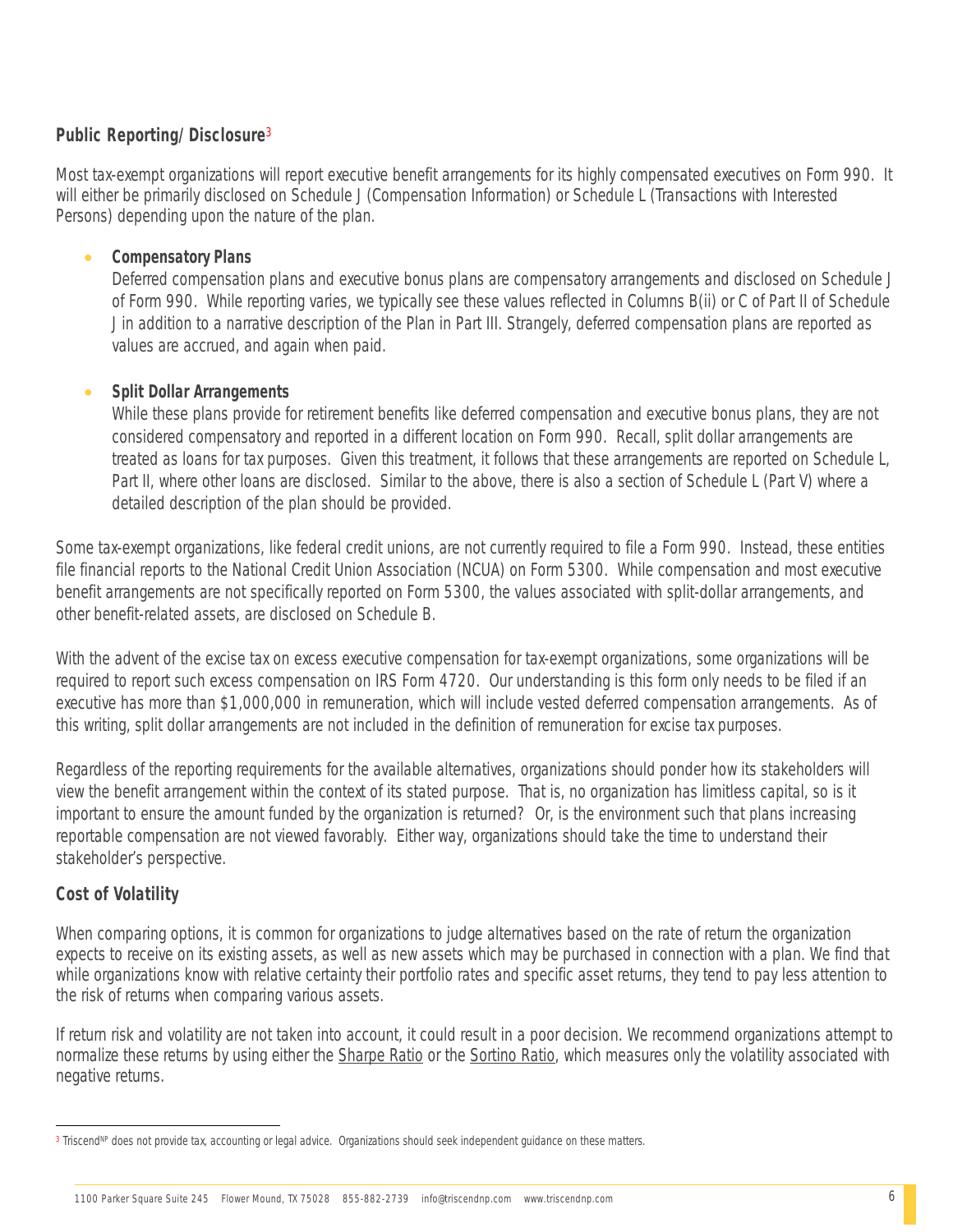## Public Reporting/Disclosure[3]

Most tax-exempt organizations will report executive benefit arrangements for its highly compensated executives on Form 990. It will either be primarily disclosed on Schedule J (Compensation Information) or Schedule L (Transactions with Interested Persons) depending upon the nature of the plan.

- ***Compensatory Plans***
  Deferred compensation plans and executive bonus plans are compensatory arrangements and disclosed on Schedule J of Form 990. While reporting varies, we typically see these values reflected in Columns B(ii) or C of Part II of Schedule J in addition to a narrative description of the Plan in Part III. Strangely, deferred compensation plans are reported as values are accrued, and again when paid.

- ***Split Dollar Arrangements***
  While these plans provide for retirement benefits like deferred compensation and executive bonus plans, they are not considered compensatory and reported in a different location on Form 990. Recall, split dollar arrangements are treated as loans for tax purposes. Given this treatment, it follows that these arrangements are reported on Schedule L, Part II, where other loans are disclosed. Similar to the above, there is also a section of Schedule L (Part V) where a detailed description of the plan should be provided.

Some tax-exempt organizations, like federal credit unions, are not currently required to file a Form 990. Instead, these entities file financial reports to the National Credit Union Association (NCUA) on Form 5300. While compensation and most executive benefit arrangements are not specifically reported on Form 5300, the values associated with split-dollar arrangements, and other benefit-related assets, are disclosed on Schedule B.

With the advent of the excise tax on excess executive compensation for tax-exempt organizations, some organizations will be required to report such excess compensation on IRS Form 4720. Our understanding is this form only needs to be filed if an executive has more than $1,000,000 in remuneration, which will include vested deferred compensation arrangements. As of this writing, split dollar arrangements are not included in the definition of remuneration for excise tax purposes.

Regardless of the reporting requirements for the available alternatives, organizations should ponder how its stakeholders will view the benefit arrangement within the context of its stated purpose. That is, no organization has limitless capital, so is it important to ensure the amount funded by the organization is returned? Or, is the environment such that plans increasing reportable compensation are not viewed favorably. Either way, organizations should take the time to understand their stakeholder's perspective.

## Cost of Volatility

When comparing options, it is common for organizations to judge alternatives based on the rate of return the organization expects to receive on its existing assets, as well as new assets which may be purchased in connection with a plan. We find that while organizations know with relative certainty their portfolio rates and specific asset returns, they tend to pay less attention to the risk of returns when comparing various assets.

If return risk and volatility are not taken into account, it could result in a poor decision. We recommend organizations attempt to normalize these returns by using either the Sharpe Ratio or the Sortino Ratio, which measures only the volatility associated with negative returns.

---

[3] Triscend[NP] does not provide tax, accounting or legal advice. Organizations should seek independent guidance on these matters.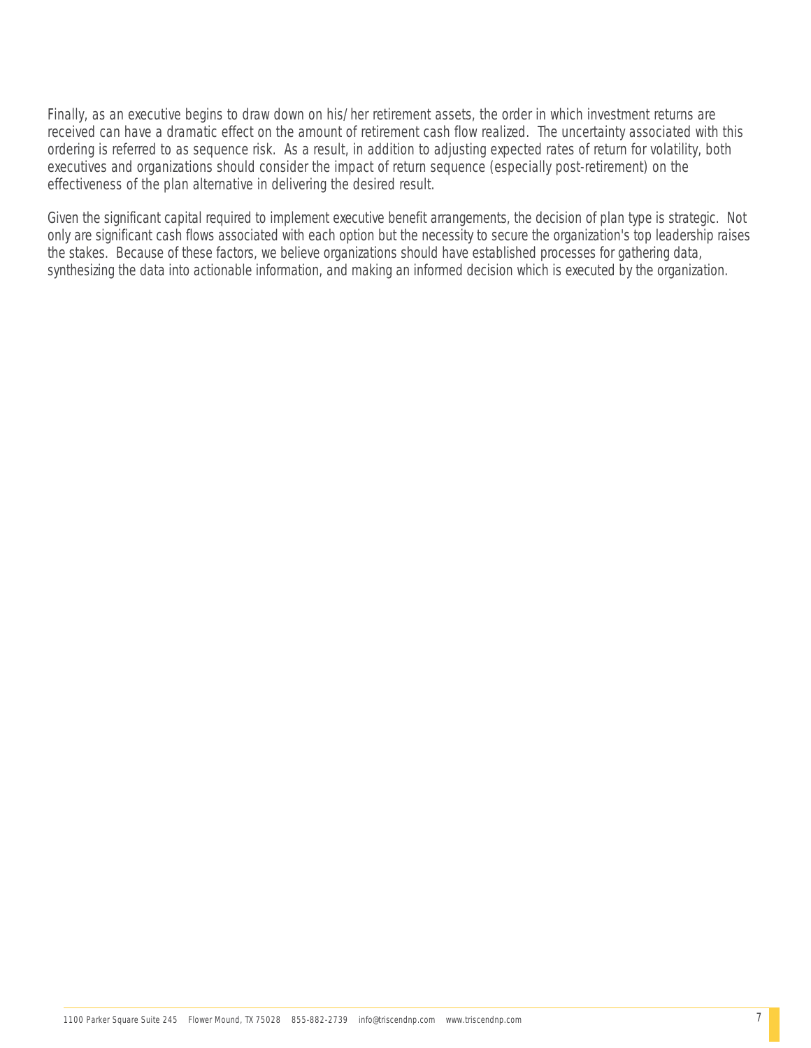Finally, as an executive begins to draw down on his/her retirement assets, the order in which investment returns are received can have a dramatic effect on the amount of retirement cash flow realized. The uncertainty associated with this ordering is referred to as sequence risk. As a result, in addition to adjusting expected rates of return for volatility, both executives and organizations should consider the impact of return sequence (especially post-retirement) on the effectiveness of the plan alternative in delivering the desired result.

Given the significant capital required to implement executive benefit arrangements, the decision of plan type is strategic. Not only are significant cash flows associated with each option but the necessity to secure the organization's top leadership raises the stakes. Because of these factors, we believe organizations should have established processes for gathering data, synthesizing the data into actionable information, and making an informed decision which is executed by the organization.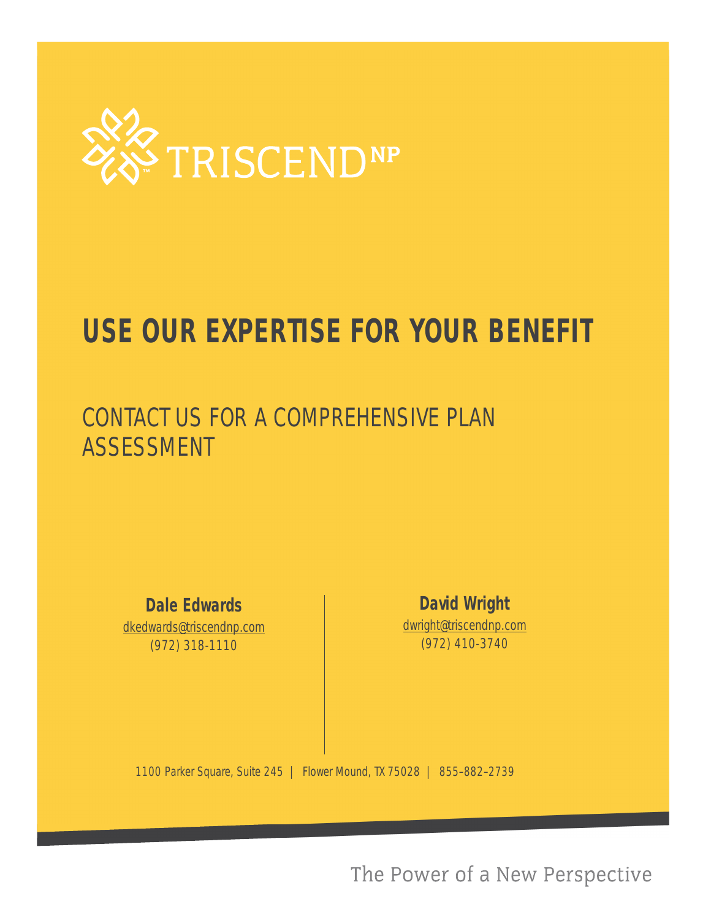TRISCEND[NP]

# USE OUR EXPERTISE FOR YOUR BENEFIT

## CONTACT US FOR A COMPREHENSIVE PLAN ASSESSMENT

**Dale Edwards**
dkedwards@triscendnp.com
(972) 318-1110

**David Wright**
dwright@triscendnp.com
(972) 410-3740

1100 Parker Square, Suite 245 | Flower Mound, TX 75028 | 855–882–2739

The Power of a New Perspective